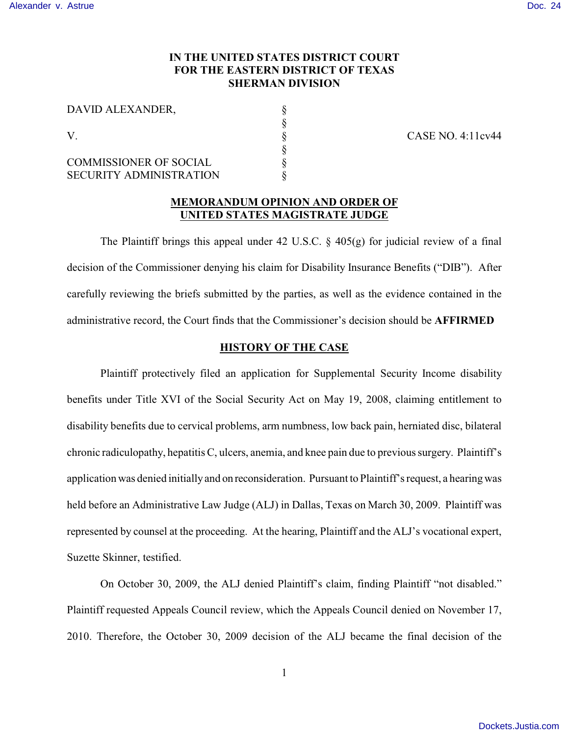# IN THE UNITED STATES DISTRICT COURT FOR THE EASTERN DISTRICT OF TEXAS SHERMAN DIVISION

| | | |
|---|---|---|
| DAVID ALEXANDER, | § | |
| | § | |
| V. | § | CASE NO. 4:11cv44 |
| | § | |
| COMMISSIONER OF SOCIAL SECURITY ADMINISTRATION | § | |
| | § | |

## MEMORANDUM OPINION AND ORDER OF UNITED STATES MAGISTRATE JUDGE

The Plaintiff brings this appeal under 42 U.S.C. § 405(g) for judicial review of a final decision of the Commissioner denying his claim for Disability Insurance Benefits ("DIB"). After carefully reviewing the briefs submitted by the parties, as well as the evidence contained in the administrative record, the Court finds that the Commissioner's decision should be **AFFIRMED**

## HISTORY OF THE CASE

Plaintiff protectively filed an application for Supplemental Security Income disability benefits under Title XVI of the Social Security Act on May 19, 2008, claiming entitlement to disability benefits due to cervical problems, arm numbness, low back pain, herniated disc, bilateral chronic radiculopathy, hepatitis C, ulcers, anemia, and knee pain due to previous surgery. Plaintiff's application was denied initially and on reconsideration. Pursuant to Plaintiff's request, a hearing was held before an Administrative Law Judge (ALJ) in Dallas, Texas on March 30, 2009. Plaintiff was represented by counsel at the proceeding. At the hearing, Plaintiff and the ALJ's vocational expert, Suzette Skinner, testified.

On October 30, 2009, the ALJ denied Plaintiff's claim, finding Plaintiff "not disabled." Plaintiff requested Appeals Council review, which the Appeals Council denied on November 17, 2010. Therefore, the October 30, 2009 decision of the ALJ became the final decision of the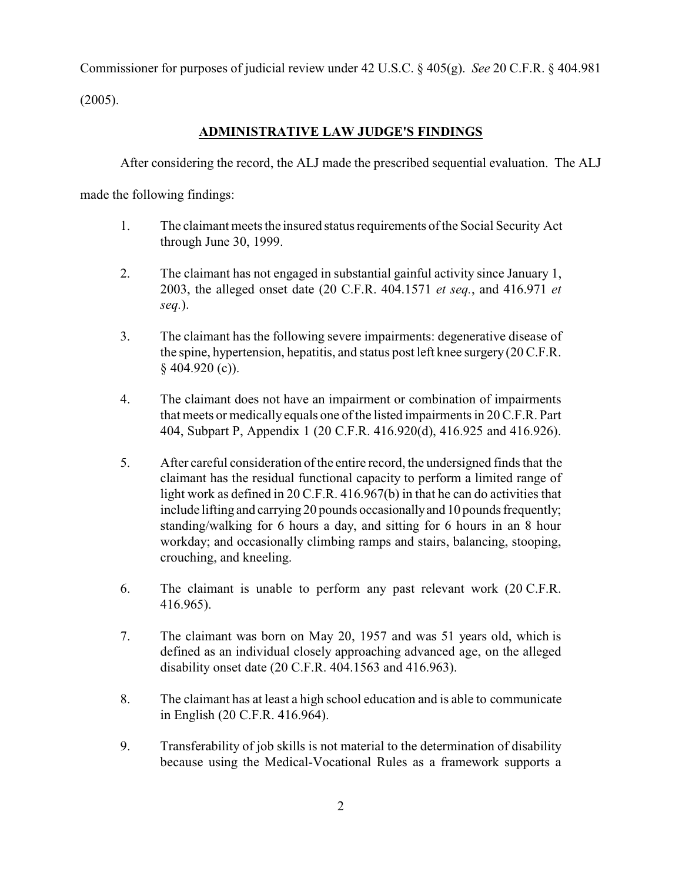Commissioner for purposes of judicial review under 42 U.S.C. § 405(g). *See* 20 C.F.R. § 404.981 (2005).

## ADMINISTRATIVE LAW JUDGE'S FINDINGS

After considering the record, the ALJ made the prescribed sequential evaluation. The ALJ made the following findings:

1. The claimant meets the insured status requirements of the Social Security Act through June 30, 1999.

2. The claimant has not engaged in substantial gainful activity since January 1, 2003, the alleged onset date (20 C.F.R. 404.1571 *et seq.*, and 416.971 *et seq.*).

3. The claimant has the following severe impairments: degenerative disease of the spine, hypertension, hepatitis, and status post left knee surgery (20 C.F.R. § 404.920 (c)).

4. The claimant does not have an impairment or combination of impairments that meets or medically equals one of the listed impairments in 20 C.F.R. Part 404, Subpart P, Appendix 1 (20 C.F.R. 416.920(d), 416.925 and 416.926).

5. After careful consideration of the entire record, the undersigned finds that the claimant has the residual functional capacity to perform a limited range of light work as defined in 20 C.F.R. 416.967(b) in that he can do activities that include lifting and carrying 20 pounds occasionally and 10 pounds frequently; standing/walking for 6 hours a day, and sitting for 6 hours in an 8 hour workday; and occasionally climbing ramps and stairs, balancing, stooping, crouching, and kneeling.

6. The claimant is unable to perform any past relevant work (20 C.F.R. 416.965).

7. The claimant was born on May 20, 1957 and was 51 years old, which is defined as an individual closely approaching advanced age, on the alleged disability onset date (20 C.F.R. 404.1563 and 416.963).

8. The claimant has at least a high school education and is able to communicate in English (20 C.F.R. 416.964).

9. Transferability of job skills is not material to the determination of disability because using the Medical-Vocational Rules as a framework supports a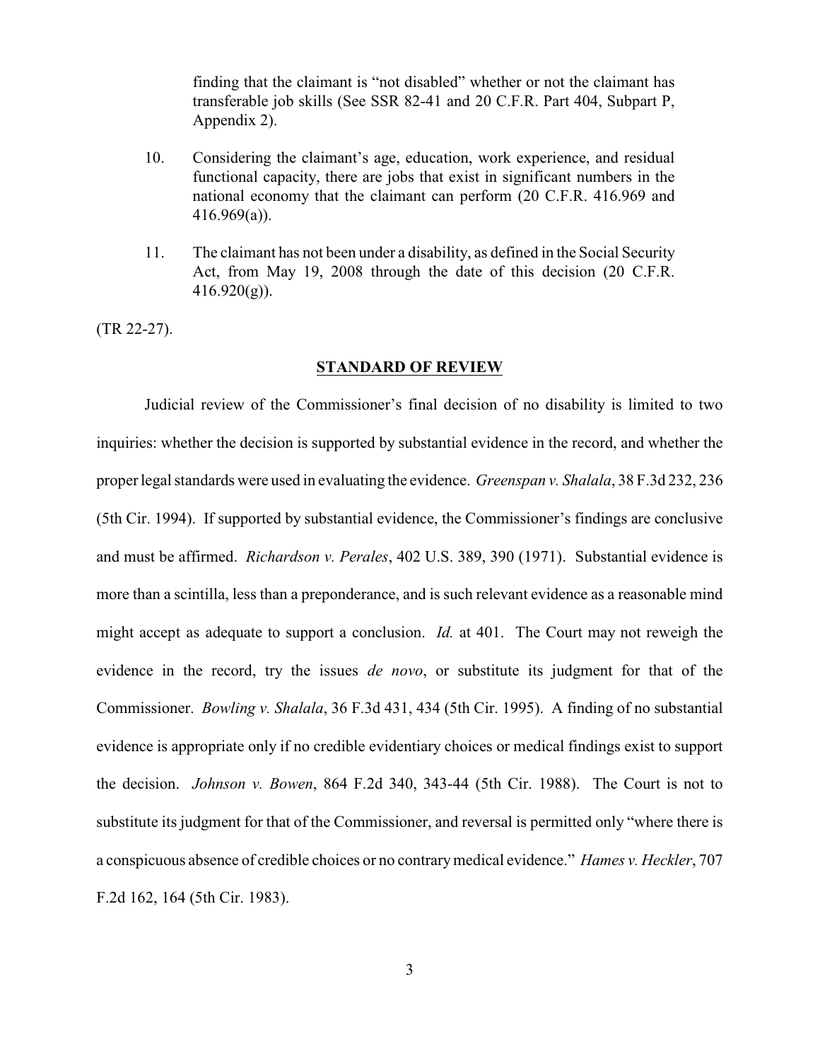finding that the claimant is "not disabled" whether or not the claimant has transferable job skills (See SSR 82-41 and 20 C.F.R. Part 404, Subpart P, Appendix 2).

10. Considering the claimant's age, education, work experience, and residual functional capacity, there are jobs that exist in significant numbers in the national economy that the claimant can perform (20 C.F.R. 416.969 and 416.969(a)).

11. The claimant has not been under a disability, as defined in the Social Security Act, from May 19, 2008 through the date of this decision (20 C.F.R. 416.920(g)).

(TR 22-27).

## STANDARD OF REVIEW

Judicial review of the Commissioner's final decision of no disability is limited to two inquiries: whether the decision is supported by substantial evidence in the record, and whether the proper legal standards were used in evaluating the evidence. *Greenspan v. Shalala*, 38 F.3d 232, 236 (5th Cir. 1994). If supported by substantial evidence, the Commissioner's findings are conclusive and must be affirmed. *Richardson v. Perales*, 402 U.S. 389, 390 (1971). Substantial evidence is more than a scintilla, less than a preponderance, and is such relevant evidence as a reasonable mind might accept as adequate to support a conclusion. *Id.* at 401. The Court may not reweigh the evidence in the record, try the issues *de novo*, or substitute its judgment for that of the Commissioner. *Bowling v. Shalala*, 36 F.3d 431, 434 (5th Cir. 1995). A finding of no substantial evidence is appropriate only if no credible evidentiary choices or medical findings exist to support the decision. *Johnson v. Bowen*, 864 F.2d 340, 343-44 (5th Cir. 1988). The Court is not to substitute its judgment for that of the Commissioner, and reversal is permitted only "where there is a conspicuous absence of credible choices or no contrary medical evidence." *Hames v. Heckler*, 707 F.2d 162, 164 (5th Cir. 1983).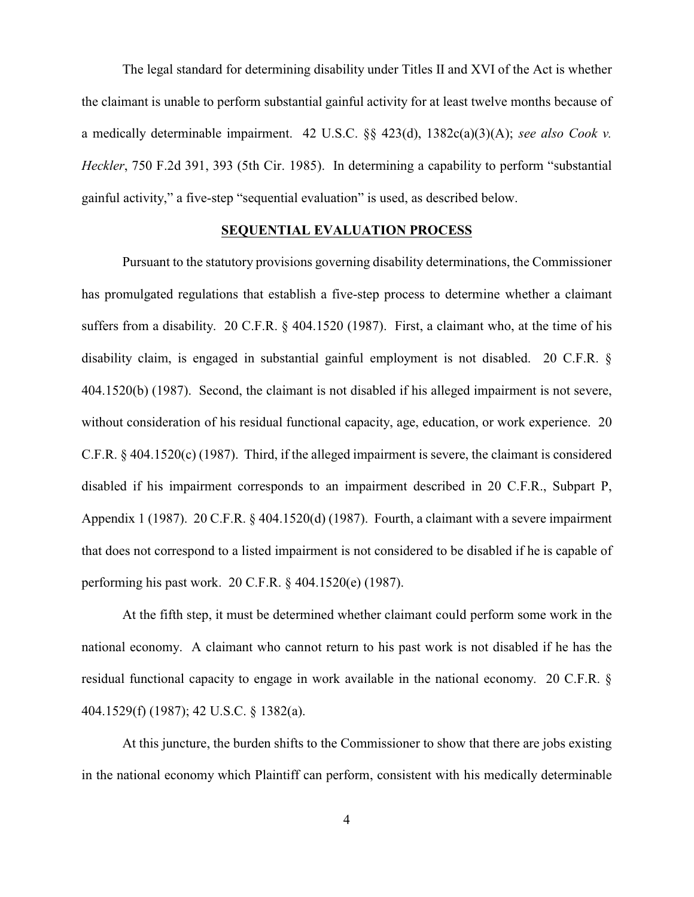The legal standard for determining disability under Titles II and XVI of the Act is whether the claimant is unable to perform substantial gainful activity for at least twelve months because of a medically determinable impairment. 42 U.S.C. §§ 423(d), 1382c(a)(3)(A); *see also Cook v. Heckler*, 750 F.2d 391, 393 (5th Cir. 1985). In determining a capability to perform "substantial gainful activity," a five-step "sequential evaluation" is used, as described below.

## SEQUENTIAL EVALUATION PROCESS

Pursuant to the statutory provisions governing disability determinations, the Commissioner has promulgated regulations that establish a five-step process to determine whether a claimant suffers from a disability. 20 C.F.R. § 404.1520 (1987). First, a claimant who, at the time of his disability claim, is engaged in substantial gainful employment is not disabled. 20 C.F.R. § 404.1520(b) (1987). Second, the claimant is not disabled if his alleged impairment is not severe, without consideration of his residual functional capacity, age, education, or work experience. 20 C.F.R. § 404.1520(c) (1987). Third, if the alleged impairment is severe, the claimant is considered disabled if his impairment corresponds to an impairment described in 20 C.F.R., Subpart P, Appendix 1 (1987). 20 C.F.R. § 404.1520(d) (1987). Fourth, a claimant with a severe impairment that does not correspond to a listed impairment is not considered to be disabled if he is capable of performing his past work. 20 C.F.R. § 404.1520(e) (1987).

At the fifth step, it must be determined whether claimant could perform some work in the national economy. A claimant who cannot return to his past work is not disabled if he has the residual functional capacity to engage in work available in the national economy. 20 C.F.R. § 404.1529(f) (1987); 42 U.S.C. § 1382(a).

At this juncture, the burden shifts to the Commissioner to show that there are jobs existing in the national economy which Plaintiff can perform, consistent with his medically determinable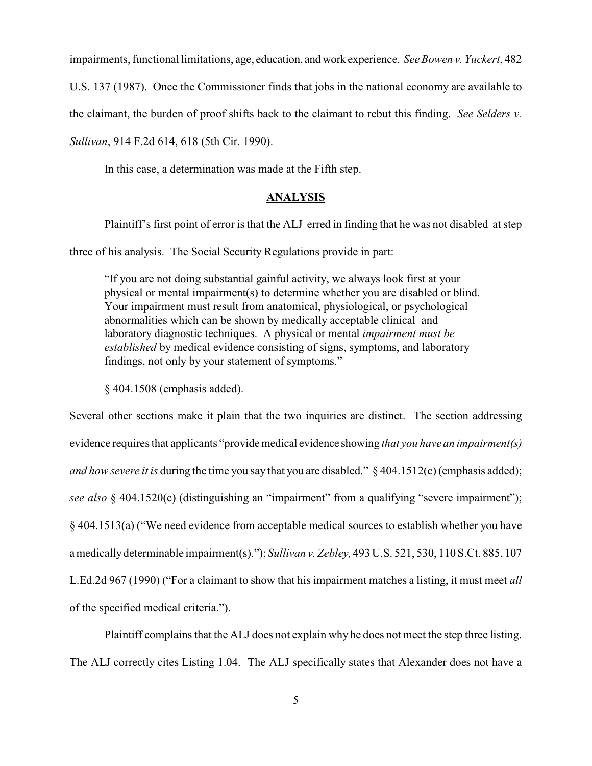impairments, functional limitations, age, education, and work experience. *See Bowen v. Yuckert*, 482 U.S. 137 (1987). Once the Commissioner finds that jobs in the national economy are available to the claimant, the burden of proof shifts back to the claimant to rebut this finding. *See Selders v. Sullivan*, 914 F.2d 614, 618 (5th Cir. 1990).

In this case, a determination was made at the Fifth step.

## ANALYSIS

Plaintiff's first point of error is that the ALJ erred in finding that he was not disabled at step three of his analysis. The Social Security Regulations provide in part:

> "If you are not doing substantial gainful activity, we always look first at your physical or mental impairment(s) to determine whether you are disabled or blind. Your impairment must result from anatomical, physiological, or psychological abnormalities which can be shown by medically acceptable clinical and laboratory diagnostic techniques. A physical or mental *impairment must be established* by medical evidence consisting of signs, symptoms, and laboratory findings, not only by your statement of symptoms."
>
> § 404.1508 (emphasis added).

Several other sections make it plain that the two inquiries are distinct. The section addressing evidence requires that applicants "provide medical evidence showing *that you have an impairment(s) and how severe it is* during the time you say that you are disabled." § 404.1512(c) (emphasis added); *see also* § 404.1520(c) (distinguishing an "impairment" from a qualifying "severe impairment"); § 404.1513(a) ("We need evidence from acceptable medical sources to establish whether you have a medically determinable impairment(s)."); *Sullivan v. Zebley,* 493 U.S. 521, 530, 110 S.Ct. 885, 107 L.Ed.2d 967 (1990) ("For a claimant to show that his impairment matches a listing, it must meet *all* of the specified medical criteria.").

Plaintiff complains that the ALJ does not explain why he does not meet the step three listing. The ALJ correctly cites Listing 1.04. The ALJ specifically states that Alexander does not have a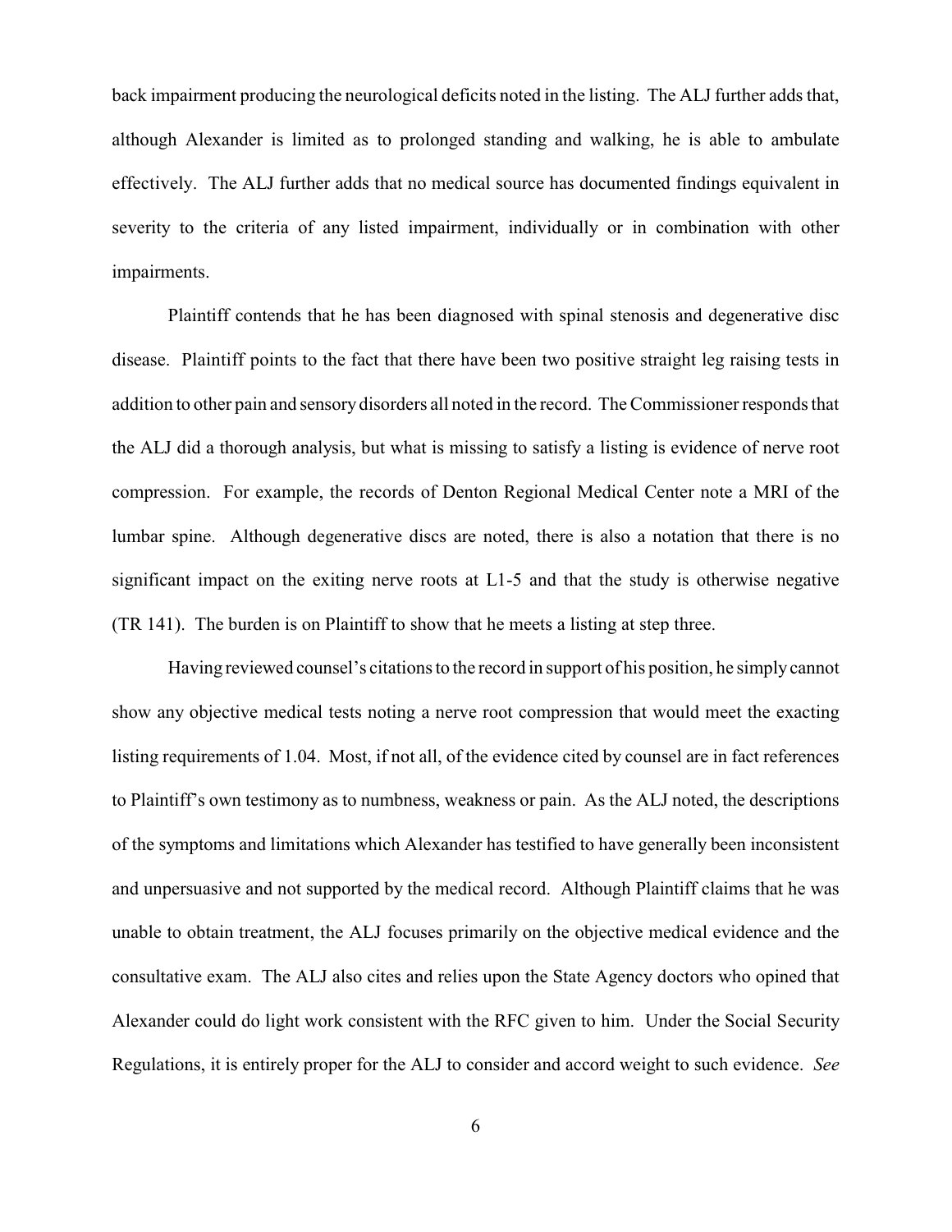back impairment producing the neurological deficits noted in the listing. The ALJ further adds that, although Alexander is limited as to prolonged standing and walking, he is able to ambulate effectively. The ALJ further adds that no medical source has documented findings equivalent in severity to the criteria of any listed impairment, individually or in combination with other impairments.

Plaintiff contends that he has been diagnosed with spinal stenosis and degenerative disc disease. Plaintiff points to the fact that there have been two positive straight leg raising tests in addition to other pain and sensory disorders all noted in the record. The Commissioner responds that the ALJ did a thorough analysis, but what is missing to satisfy a listing is evidence of nerve root compression. For example, the records of Denton Regional Medical Center note a MRI of the lumbar spine. Although degenerative discs are noted, there is also a notation that there is no significant impact on the exiting nerve roots at L1-5 and that the study is otherwise negative (TR 141). The burden is on Plaintiff to show that he meets a listing at step three.

Having reviewed counsel's citations to the record in support of his position, he simply cannot show any objective medical tests noting a nerve root compression that would meet the exacting listing requirements of 1.04. Most, if not all, of the evidence cited by counsel are in fact references to Plaintiff's own testimony as to numbness, weakness or pain. As the ALJ noted, the descriptions of the symptoms and limitations which Alexander has testified to have generally been inconsistent and unpersuasive and not supported by the medical record. Although Plaintiff claims that he was unable to obtain treatment, the ALJ focuses primarily on the objective medical evidence and the consultative exam. The ALJ also cites and relies upon the State Agency doctors who opined that Alexander could do light work consistent with the RFC given to him. Under the Social Security Regulations, it is entirely proper for the ALJ to consider and accord weight to such evidence. *See*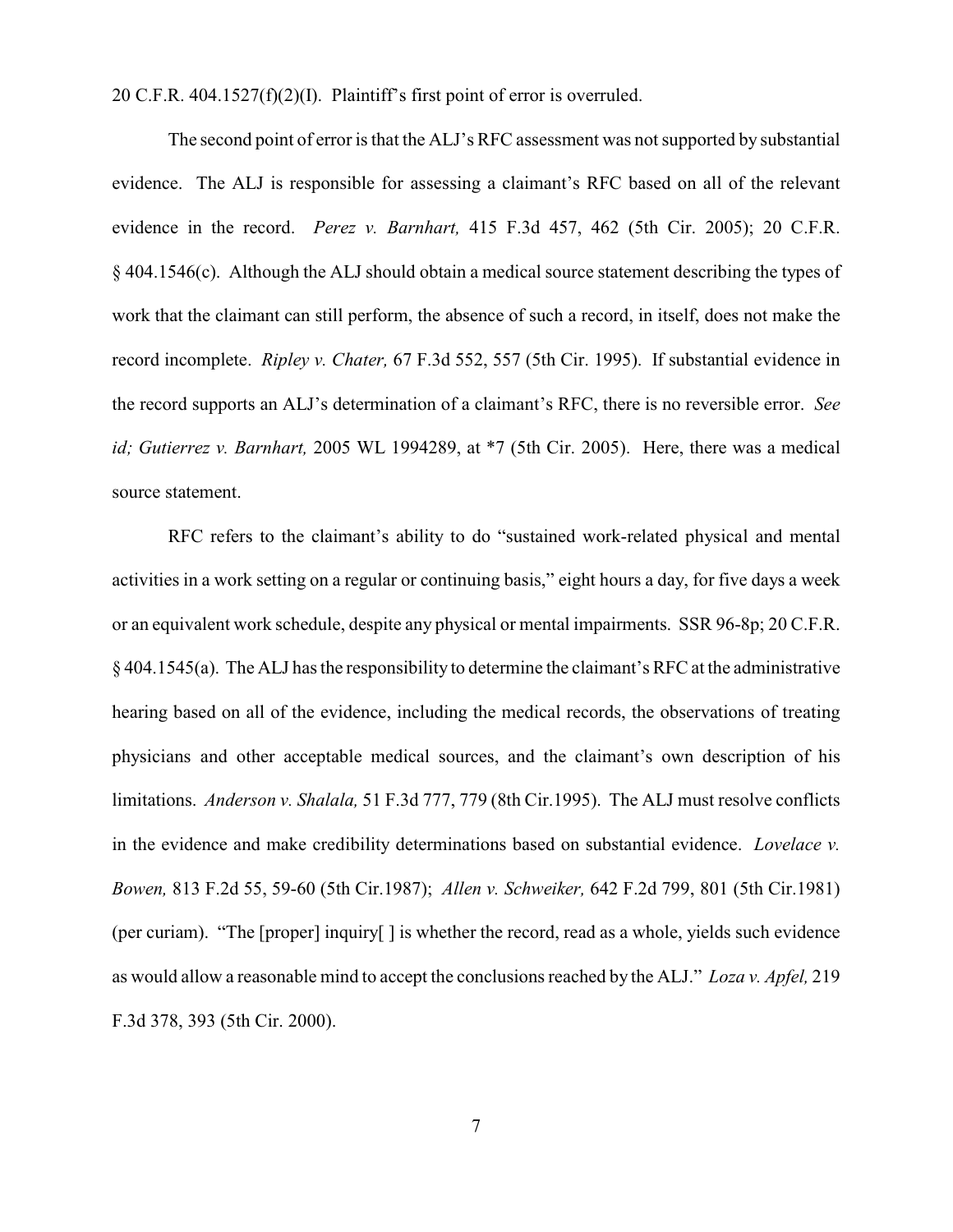20 C.F.R. 404.1527(f)(2)(I). Plaintiff's first point of error is overruled.

The second point of error is that the ALJ's RFC assessment was not supported by substantial evidence. The ALJ is responsible for assessing a claimant's RFC based on all of the relevant evidence in the record. *Perez v. Barnhart,* 415 F.3d 457, 462 (5th Cir. 2005); 20 C.F.R. § 404.1546(c). Although the ALJ should obtain a medical source statement describing the types of work that the claimant can still perform, the absence of such a record, in itself, does not make the record incomplete. *Ripley v. Chater,* 67 F.3d 552, 557 (5th Cir. 1995). If substantial evidence in the record supports an ALJ's determination of a claimant's RFC, there is no reversible error. *See id; Gutierrez v. Barnhart,* 2005 WL 1994289, at *7 (5th Cir. 2005). Here, there was a medical source statement.

RFC refers to the claimant's ability to do "sustained work-related physical and mental activities in a work setting on a regular or continuing basis," eight hours a day, for five days a week or an equivalent work schedule, despite any physical or mental impairments. SSR 96-8p; 20 C.F.R. § 404.1545(a). The ALJ has the responsibility to determine the claimant's RFC at the administrative hearing based on all of the evidence, including the medical records, the observations of treating physicians and other acceptable medical sources, and the claimant's own description of his limitations. *Anderson v. Shalala,* 51 F.3d 777, 779 (8th Cir.1995). The ALJ must resolve conflicts in the evidence and make credibility determinations based on substantial evidence. *Lovelace v. Bowen,* 813 F.2d 55, 59-60 (5th Cir.1987); *Allen v. Schweiker,* 642 F.2d 799, 801 (5th Cir.1981) (per curiam). "The [proper] inquiry[ ] is whether the record, read as a whole, yields such evidence as would allow a reasonable mind to accept the conclusions reached by the ALJ." *Loza v. Apfel,* 219 F.3d 378, 393 (5th Cir. 2000).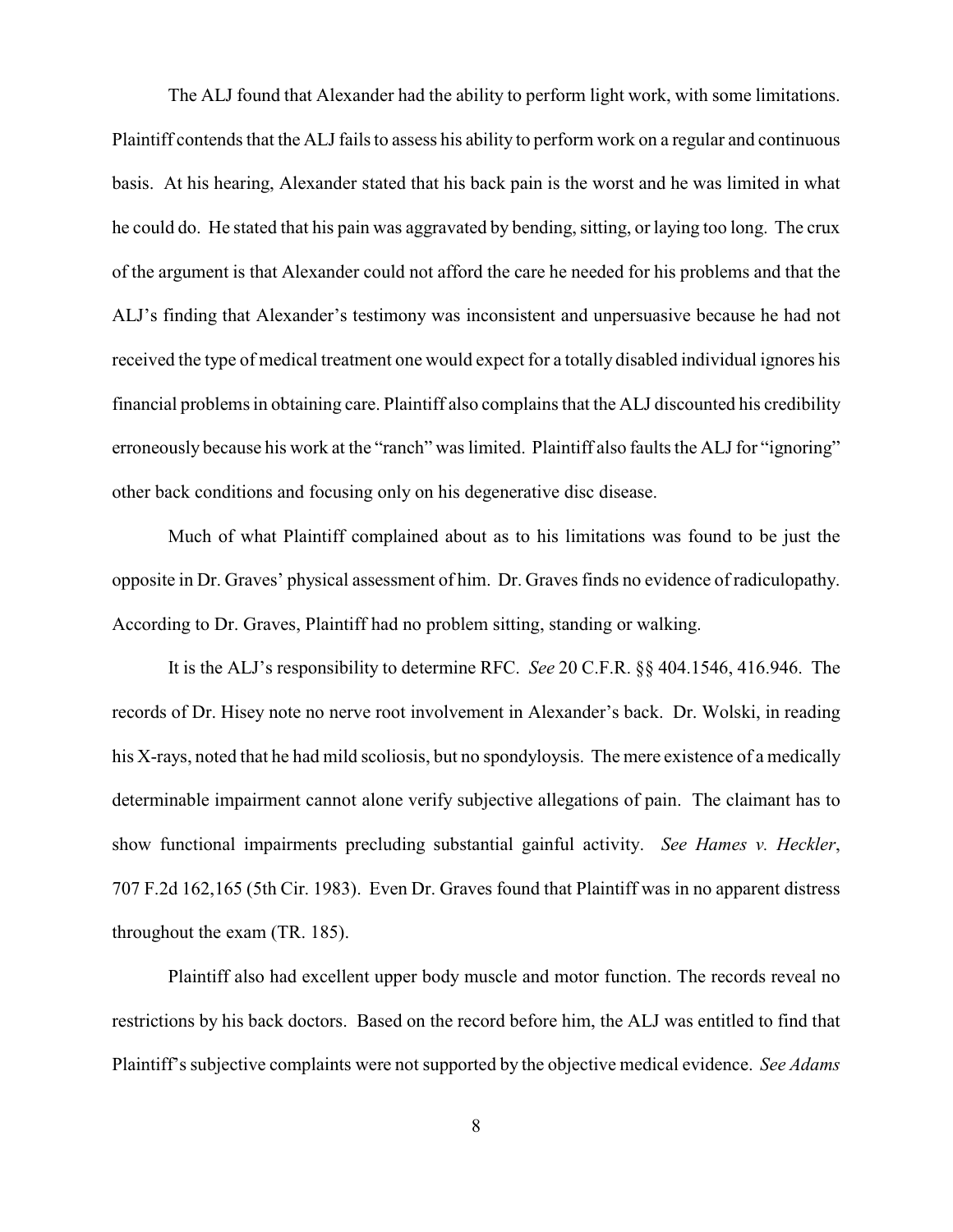The ALJ found that Alexander had the ability to perform light work, with some limitations. Plaintiff contends that the ALJ fails to assess his ability to perform work on a regular and continuous basis. At his hearing, Alexander stated that his back pain is the worst and he was limited in what he could do. He stated that his pain was aggravated by bending, sitting, or laying too long. The crux of the argument is that Alexander could not afford the care he needed for his problems and that the ALJ's finding that Alexander's testimony was inconsistent and unpersuasive because he had not received the type of medical treatment one would expect for a totally disabled individual ignores his financial problems in obtaining care. Plaintiff also complains that the ALJ discounted his credibility erroneously because his work at the "ranch" was limited. Plaintiff also faults the ALJ for "ignoring" other back conditions and focusing only on his degenerative disc disease.

Much of what Plaintiff complained about as to his limitations was found to be just the opposite in Dr. Graves' physical assessment of him. Dr. Graves finds no evidence of radiculopathy. According to Dr. Graves, Plaintiff had no problem sitting, standing or walking.

It is the ALJ's responsibility to determine RFC. *See* 20 C.F.R. §§ 404.1546, 416.946. The records of Dr. Hisey note no nerve root involvement in Alexander's back. Dr. Wolski, in reading his X-rays, noted that he had mild scoliosis, but no spondyloysis. The mere existence of a medically determinable impairment cannot alone verify subjective allegations of pain. The claimant has to show functional impairments precluding substantial gainful activity. *See Hames v. Heckler*, 707 F.2d 162,165 (5th Cir. 1983). Even Dr. Graves found that Plaintiff was in no apparent distress throughout the exam (TR. 185).

Plaintiff also had excellent upper body muscle and motor function. The records reveal no restrictions by his back doctors. Based on the record before him, the ALJ was entitled to find that Plaintiff's subjective complaints were not supported by the objective medical evidence. *See Adams*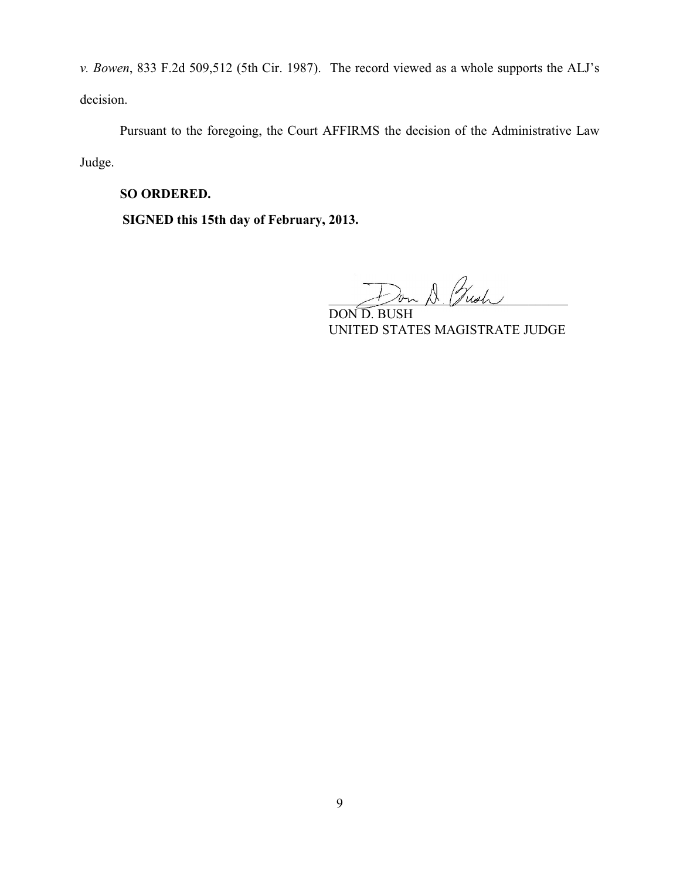*v. Bowen*, 833 F.2d 509,512 (5th Cir. 1987). The record viewed as a whole supports the ALJ's decision.

Pursuant to the foregoing, the Court AFFIRMS the decision of the Administrative Law Judge.

**SO ORDERED.**

**SIGNED this 15th day of February, 2013.**

DON D. BUSH
UNITED STATES MAGISTRATE JUDGE